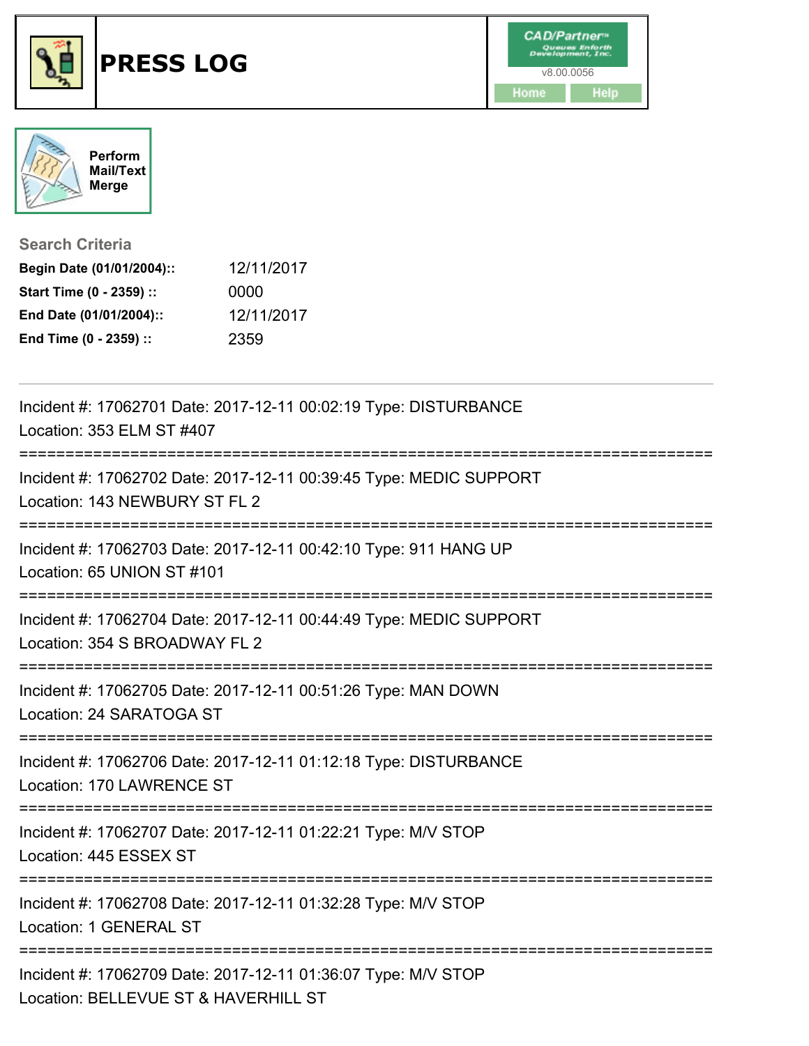# PRESS LOG

CAD/Partner™ Queues Enforth Development, Inc.
v8.00.0056

Home | Help

Perform Mail/Text Merge

## Search Criteria

| | |
|---|---|
| **Begin Date (01/01/2004)::** | 12/11/2017 |
| **Start Time (0 - 2359) ::** | 0000 |
| **End Date (01/01/2004)::** | 12/11/2017 |
| **End Time (0 - 2359) ::** | 2359 |

---

Incident #: 17062701 Date: 2017-12-11 00:02:19 Type: DISTURBANCE
Location: 353 ELM ST #407

===========================================================================

Incident #: 17062702 Date: 2017-12-11 00:39:45 Type: MEDIC SUPPORT
Location: 143 NEWBURY ST FL 2

===========================================================================

Incident #: 17062703 Date: 2017-12-11 00:42:10 Type: 911 HANG UP
Location: 65 UNION ST #101

===========================================================================

Incident #: 17062704 Date: 2017-12-11 00:44:49 Type: MEDIC SUPPORT
Location: 354 S BROADWAY FL 2

===========================================================================

Incident #: 17062705 Date: 2017-12-11 00:51:26 Type: MAN DOWN
Location: 24 SARATOGA ST

===========================================================================

Incident #: 17062706 Date: 2017-12-11 01:12:18 Type: DISTURBANCE
Location: 170 LAWRENCE ST

===========================================================================

Incident #: 17062707 Date: 2017-12-11 01:22:21 Type: M/V STOP
Location: 445 ESSEX ST

===========================================================================

Incident #: 17062708 Date: 2017-12-11 01:32:28 Type: M/V STOP
Location: 1 GENERAL ST

===========================================================================

Incident #: 17062709 Date: 2017-12-11 01:36:07 Type: M/V STOP
Location: BELLEVUE ST & HAVERHILL ST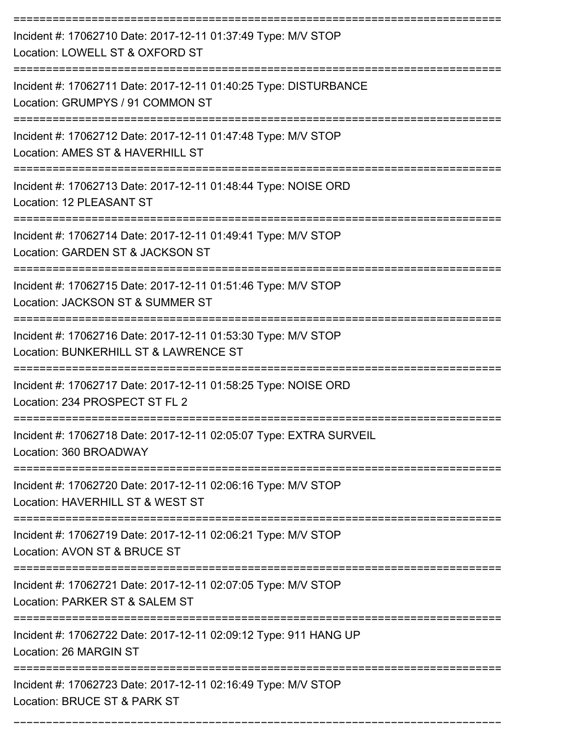Incident #: 17062710 Date: 2017-12-11 01:37:49 Type: M/V STOP
Location: LOWELL ST & OXFORD ST

Incident #: 17062711 Date: 2017-12-11 01:40:25 Type: DISTURBANCE
Location: GRUMPYS / 91 COMMON ST

Incident #: 17062712 Date: 2017-12-11 01:47:48 Type: M/V STOP
Location: AMES ST & HAVERHILL ST

Incident #: 17062713 Date: 2017-12-11 01:48:44 Type: NOISE ORD
Location: 12 PLEASANT ST

Incident #: 17062714 Date: 2017-12-11 01:49:41 Type: M/V STOP
Location: GARDEN ST & JACKSON ST

Incident #: 17062715 Date: 2017-12-11 01:51:46 Type: M/V STOP
Location: JACKSON ST & SUMMER ST

Incident #: 17062716 Date: 2017-12-11 01:53:30 Type: M/V STOP
Location: BUNKERHILL ST & LAWRENCE ST

Incident #: 17062717 Date: 2017-12-11 01:58:25 Type: NOISE ORD
Location: 234 PROSPECT ST FL 2

Incident #: 17062718 Date: 2017-12-11 02:05:07 Type: EXTRA SURVEIL
Location: 360 BROADWAY

Incident #: 17062720 Date: 2017-12-11 02:06:16 Type: M/V STOP
Location: HAVERHILL ST & WEST ST

Incident #: 17062719 Date: 2017-12-11 02:06:21 Type: M/V STOP
Location: AVON ST & BRUCE ST

Incident #: 17062721 Date: 2017-12-11 02:07:05 Type: M/V STOP
Location: PARKER ST & SALEM ST

Incident #: 17062722 Date: 2017-12-11 02:09:12 Type: 911 HANG UP
Location: 26 MARGIN ST

Incident #: 17062723 Date: 2017-12-11 02:16:49 Type: M/V STOP
Location: BRUCE ST & PARK ST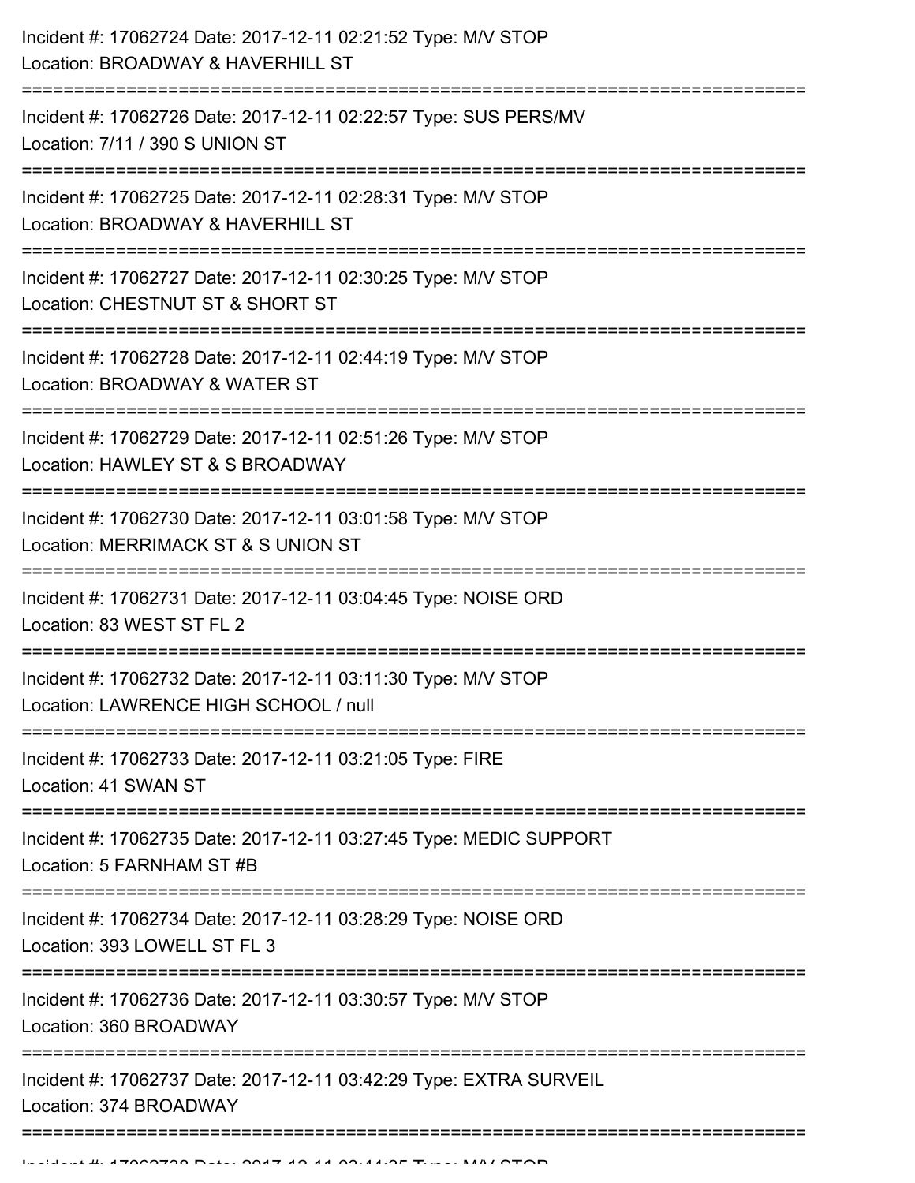Incident #: 17062724 Date: 2017-12-11 02:21:52 Type: M/V STOP
Location: BROADWAY & HAVERHILL ST

===========================================================================

Incident #: 17062726 Date: 2017-12-11 02:22:57 Type: SUS PERS/MV
Location: 7/11 / 390 S UNION ST

===========================================================================

Incident #: 17062725 Date: 2017-12-11 02:28:31 Type: M/V STOP
Location: BROADWAY & HAVERHILL ST

===========================================================================

Incident #: 17062727 Date: 2017-12-11 02:30:25 Type: M/V STOP
Location: CHESTNUT ST & SHORT ST

===========================================================================

Incident #: 17062728 Date: 2017-12-11 02:44:19 Type: M/V STOP
Location: BROADWAY & WATER ST

===========================================================================

Incident #: 17062729 Date: 2017-12-11 02:51:26 Type: M/V STOP
Location: HAWLEY ST & S BROADWAY

===========================================================================

Incident #: 17062730 Date: 2017-12-11 03:01:58 Type: M/V STOP
Location: MERRIMACK ST & S UNION ST

===========================================================================

Incident #: 17062731 Date: 2017-12-11 03:04:45 Type: NOISE ORD
Location: 83 WEST ST FL 2

===========================================================================

Incident #: 17062732 Date: 2017-12-11 03:11:30 Type: M/V STOP
Location: LAWRENCE HIGH SCHOOL / null

===========================================================================

Incident #: 17062733 Date: 2017-12-11 03:21:05 Type: FIRE
Location: 41 SWAN ST

===========================================================================

Incident #: 17062735 Date: 2017-12-11 03:27:45 Type: MEDIC SUPPORT
Location: 5 FARNHAM ST #B

===========================================================================

Incident #: 17062734 Date: 2017-12-11 03:28:29 Type: NOISE ORD
Location: 393 LOWELL ST FL 3

===========================================================================

Incident #: 17062736 Date: 2017-12-11 03:30:57 Type: M/V STOP
Location: 360 BROADWAY

===========================================================================

Incident #: 17062737 Date: 2017-12-11 03:42:29 Type: EXTRA SURVEIL
Location: 374 BROADWAY

===========================================================================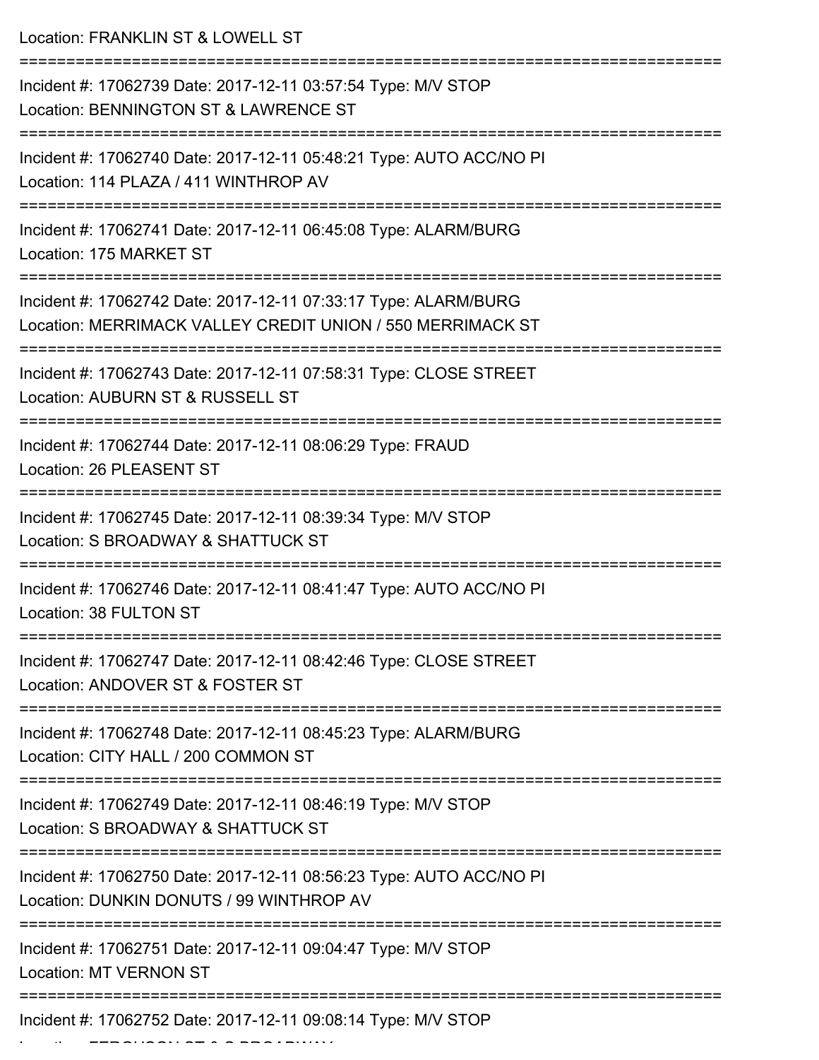Location: FRANKLIN ST & LOWELL ST

===========================================================================

Incident #: 17062739 Date: 2017-12-11 03:57:54 Type: M/V STOP
Location: BENNINGTON ST & LAWRENCE ST

===========================================================================

Incident #: 17062740 Date: 2017-12-11 05:48:21 Type: AUTO ACC/NO PI
Location: 114 PLAZA / 411 WINTHROP AV

===========================================================================

Incident #: 17062741 Date: 2017-12-11 06:45:08 Type: ALARM/BURG
Location: 175 MARKET ST

===========================================================================

Incident #: 17062742 Date: 2017-12-11 07:33:17 Type: ALARM/BURG
Location: MERRIMACK VALLEY CREDIT UNION / 550 MERRIMACK ST

===========================================================================

Incident #: 17062743 Date: 2017-12-11 07:58:31 Type: CLOSE STREET
Location: AUBURN ST & RUSSELL ST

===========================================================================

Incident #: 17062744 Date: 2017-12-11 08:06:29 Type: FRAUD
Location: 26 PLEASENT ST

===========================================================================

Incident #: 17062745 Date: 2017-12-11 08:39:34 Type: M/V STOP
Location: S BROADWAY & SHATTUCK ST

===========================================================================

Incident #: 17062746 Date: 2017-12-11 08:41:47 Type: AUTO ACC/NO PI
Location: 38 FULTON ST

===========================================================================

Incident #: 17062747 Date: 2017-12-11 08:42:46 Type: CLOSE STREET
Location: ANDOVER ST & FOSTER ST

===========================================================================

Incident #: 17062748 Date: 2017-12-11 08:45:23 Type: ALARM/BURG
Location: CITY HALL / 200 COMMON ST

===========================================================================

Incident #: 17062749 Date: 2017-12-11 08:46:19 Type: M/V STOP
Location: S BROADWAY & SHATTUCK ST

===========================================================================

Incident #: 17062750 Date: 2017-12-11 08:56:23 Type: AUTO ACC/NO PI
Location: DUNKIN DONUTS / 99 WINTHROP AV

===========================================================================

Incident #: 17062751 Date: 2017-12-11 09:04:47 Type: M/V STOP
Location: MT VERNON ST

===========================================================================

Incident #: 17062752 Date: 2017-12-11 09:08:14 Type: M/V STOP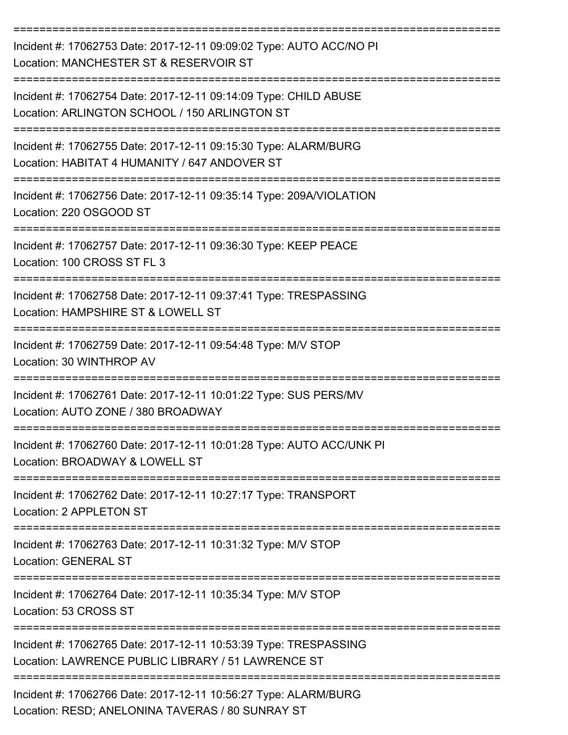===========================================================================

Incident #: 17062753 Date: 2017-12-11 09:09:02 Type: AUTO ACC/NO PI
Location: MANCHESTER ST & RESERVOIR ST

===========================================================================

Incident #: 17062754 Date: 2017-12-11 09:14:09 Type: CHILD ABUSE
Location: ARLINGTON SCHOOL / 150 ARLINGTON ST

===========================================================================

Incident #: 17062755 Date: 2017-12-11 09:15:30 Type: ALARM/BURG
Location: HABITAT 4 HUMANITY / 647 ANDOVER ST

===========================================================================

Incident #: 17062756 Date: 2017-12-11 09:35:14 Type: 209A/VIOLATION
Location: 220 OSGOOD ST

===========================================================================

Incident #: 17062757 Date: 2017-12-11 09:36:30 Type: KEEP PEACE
Location: 100 CROSS ST FL 3

===========================================================================

Incident #: 17062758 Date: 2017-12-11 09:37:41 Type: TRESPASSING
Location: HAMPSHIRE ST & LOWELL ST

===========================================================================

Incident #: 17062759 Date: 2017-12-11 09:54:48 Type: M/V STOP
Location: 30 WINTHROP AV

===========================================================================

Incident #: 17062761 Date: 2017-12-11 10:01:22 Type: SUS PERS/MV
Location: AUTO ZONE / 380 BROADWAY

===========================================================================

Incident #: 17062760 Date: 2017-12-11 10:01:28 Type: AUTO ACC/UNK PI
Location: BROADWAY & LOWELL ST

===========================================================================

Incident #: 17062762 Date: 2017-12-11 10:27:17 Type: TRANSPORT
Location: 2 APPLETON ST

===========================================================================

Incident #: 17062763 Date: 2017-12-11 10:31:32 Type: M/V STOP
Location: GENERAL ST

===========================================================================

Incident #: 17062764 Date: 2017-12-11 10:35:34 Type: M/V STOP
Location: 53 CROSS ST

===========================================================================

Incident #: 17062765 Date: 2017-12-11 10:53:39 Type: TRESPASSING
Location: LAWRENCE PUBLIC LIBRARY / 51 LAWRENCE ST

===========================================================================

Incident #: 17062766 Date: 2017-12-11 10:56:27 Type: ALARM/BURG
Location: RESD; ANELONINA TAVERAS / 80 SUNRAY ST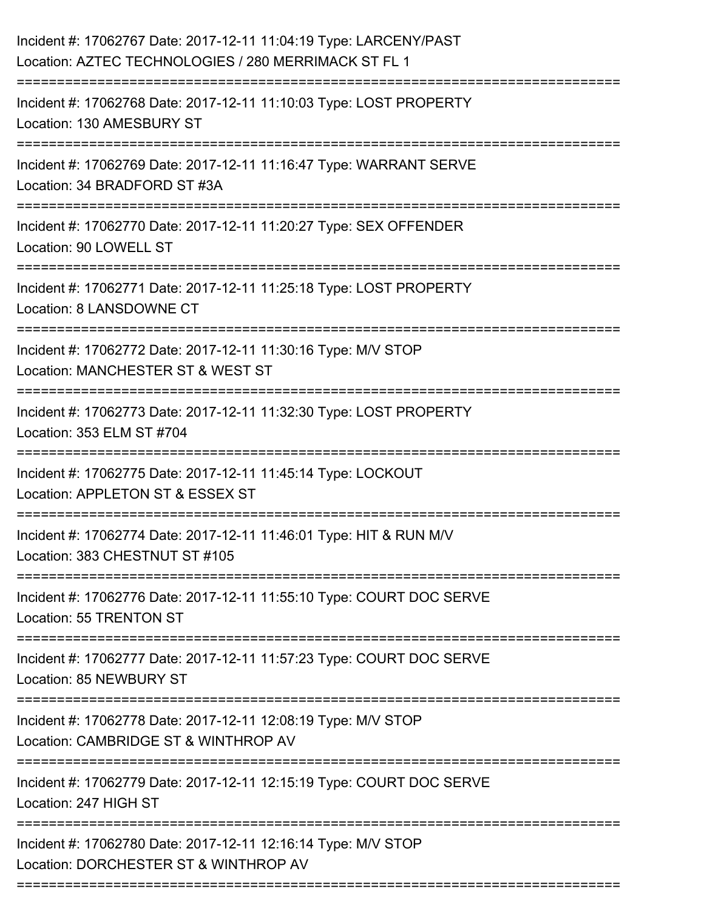Incident #: 17062767 Date: 2017-12-11 11:04:19 Type: LARCENY/PAST
Location: AZTEC TECHNOLOGIES / 280 MERRIMACK ST FL 1

===========================================================================

Incident #: 17062768 Date: 2017-12-11 11:10:03 Type: LOST PROPERTY
Location: 130 AMESBURY ST

===========================================================================

Incident #: 17062769 Date: 2017-12-11 11:16:47 Type: WARRANT SERVE
Location: 34 BRADFORD ST #3A

===========================================================================

Incident #: 17062770 Date: 2017-12-11 11:20:27 Type: SEX OFFENDER
Location: 90 LOWELL ST

===========================================================================

Incident #: 17062771 Date: 2017-12-11 11:25:18 Type: LOST PROPERTY
Location: 8 LANSDOWNE CT

===========================================================================

Incident #: 17062772 Date: 2017-12-11 11:30:16 Type: M/V STOP
Location: MANCHESTER ST & WEST ST

===========================================================================

Incident #: 17062773 Date: 2017-12-11 11:32:30 Type: LOST PROPERTY
Location: 353 ELM ST #704

===========================================================================

Incident #: 17062775 Date: 2017-12-11 11:45:14 Type: LOCKOUT
Location: APPLETON ST & ESSEX ST

===========================================================================

Incident #: 17062774 Date: 2017-12-11 11:46:01 Type: HIT & RUN M/V
Location: 383 CHESTNUT ST #105

===========================================================================

Incident #: 17062776 Date: 2017-12-11 11:55:10 Type: COURT DOC SERVE
Location: 55 TRENTON ST

===========================================================================

Incident #: 17062777 Date: 2017-12-11 11:57:23 Type: COURT DOC SERVE
Location: 85 NEWBURY ST

===========================================================================

Incident #: 17062778 Date: 2017-12-11 12:08:19 Type: M/V STOP
Location: CAMBRIDGE ST & WINTHROP AV

===========================================================================

Incident #: 17062779 Date: 2017-12-11 12:15:19 Type: COURT DOC SERVE
Location: 247 HIGH ST

===========================================================================

Incident #: 17062780 Date: 2017-12-11 12:16:14 Type: M/V STOP
Location: DORCHESTER ST & WINTHROP AV

===========================================================================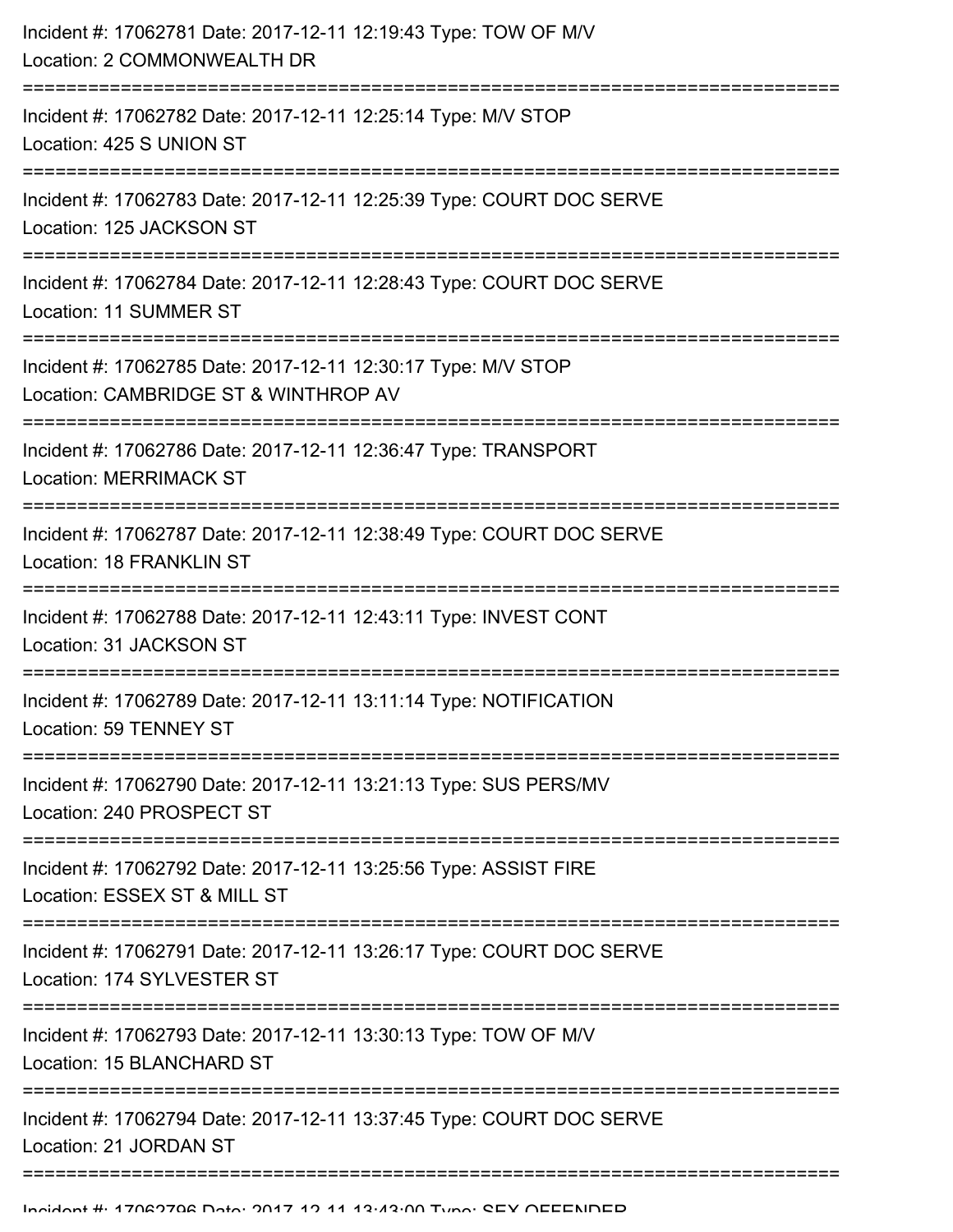Incident #: 17062781 Date: 2017-12-11 12:19:43 Type: TOW OF M/V
Location: 2 COMMONWEALTH DR

===========================================================================

Incident #: 17062782 Date: 2017-12-11 12:25:14 Type: M/V STOP
Location: 425 S UNION ST

===========================================================================

Incident #: 17062783 Date: 2017-12-11 12:25:39 Type: COURT DOC SERVE
Location: 125 JACKSON ST

===========================================================================

Incident #: 17062784 Date: 2017-12-11 12:28:43 Type: COURT DOC SERVE
Location: 11 SUMMER ST

===========================================================================

Incident #: 17062785 Date: 2017-12-11 12:30:17 Type: M/V STOP
Location: CAMBRIDGE ST & WINTHROP AV

===========================================================================

Incident #: 17062786 Date: 2017-12-11 12:36:47 Type: TRANSPORT
Location: MERRIMACK ST

===========================================================================

Incident #: 17062787 Date: 2017-12-11 12:38:49 Type: COURT DOC SERVE
Location: 18 FRANKLIN ST

===========================================================================

Incident #: 17062788 Date: 2017-12-11 12:43:11 Type: INVEST CONT
Location: 31 JACKSON ST

===========================================================================

Incident #: 17062789 Date: 2017-12-11 13:11:14 Type: NOTIFICATION
Location: 59 TENNEY ST

===========================================================================

Incident #: 17062790 Date: 2017-12-11 13:21:13 Type: SUS PERS/MV
Location: 240 PROSPECT ST

===========================================================================

Incident #: 17062792 Date: 2017-12-11 13:25:56 Type: ASSIST FIRE
Location: ESSEX ST & MILL ST

===========================================================================

Incident #: 17062791 Date: 2017-12-11 13:26:17 Type: COURT DOC SERVE
Location: 174 SYLVESTER ST

===========================================================================

Incident #: 17062793 Date: 2017-12-11 13:30:13 Type: TOW OF M/V
Location: 15 BLANCHARD ST

===========================================================================

Incident #: 17062794 Date: 2017-12-11 13:37:45 Type: COURT DOC SERVE
Location: 21 JORDAN ST

===========================================================================

Incident #: 17062796 Date: 2017-12-11 13:43:00 Type: SEX OFFENDER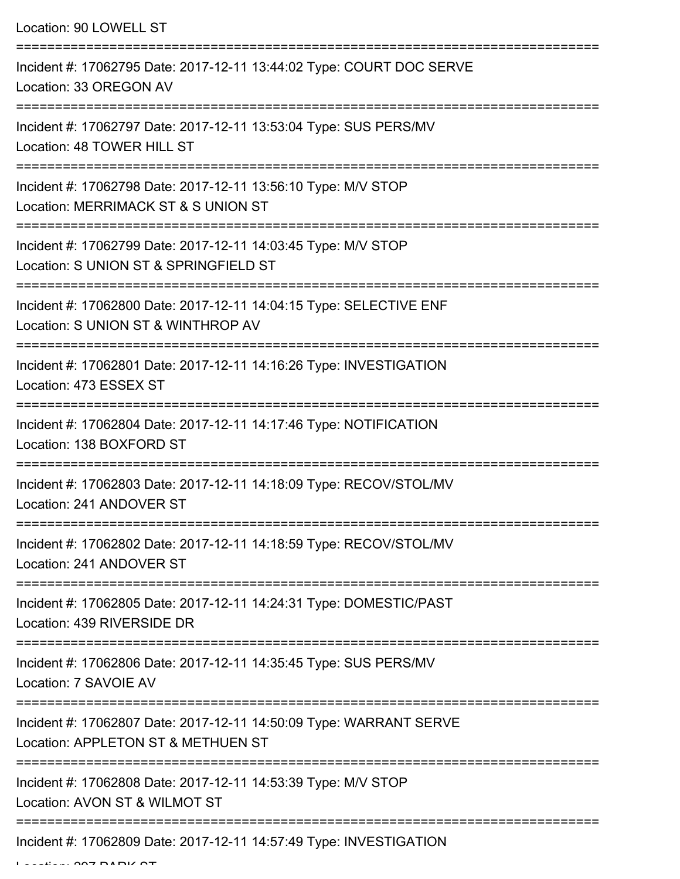Location: 90 LOWELL ST

===========================================================================

Incident #: 17062795 Date: 2017-12-11 13:44:02 Type: COURT DOC SERVE
Location: 33 OREGON AV

===========================================================================

Incident #: 17062797 Date: 2017-12-11 13:53:04 Type: SUS PERS/MV
Location: 48 TOWER HILL ST

===========================================================================

Incident #: 17062798 Date: 2017-12-11 13:56:10 Type: M/V STOP
Location: MERRIMACK ST & S UNION ST

===========================================================================

Incident #: 17062799 Date: 2017-12-11 14:03:45 Type: M/V STOP
Location: S UNION ST & SPRINGFIELD ST

===========================================================================

Incident #: 17062800 Date: 2017-12-11 14:04:15 Type: SELECTIVE ENF
Location: S UNION ST & WINTHROP AV

===========================================================================

Incident #: 17062801 Date: 2017-12-11 14:16:26 Type: INVESTIGATION
Location: 473 ESSEX ST

===========================================================================

Incident #: 17062804 Date: 2017-12-11 14:17:46 Type: NOTIFICATION
Location: 138 BOXFORD ST

===========================================================================

Incident #: 17062803 Date: 2017-12-11 14:18:09 Type: RECOV/STOL/MV
Location: 241 ANDOVER ST

===========================================================================

Incident #: 17062802 Date: 2017-12-11 14:18:59 Type: RECOV/STOL/MV
Location: 241 ANDOVER ST

===========================================================================

Incident #: 17062805 Date: 2017-12-11 14:24:31 Type: DOMESTIC/PAST
Location: 439 RIVERSIDE DR

===========================================================================

Incident #: 17062806 Date: 2017-12-11 14:35:45 Type: SUS PERS/MV
Location: 7 SAVOIE AV

===========================================================================

Incident #: 17062807 Date: 2017-12-11 14:50:09 Type: WARRANT SERVE
Location: APPLETON ST & METHUEN ST

===========================================================================

Incident #: 17062808 Date: 2017-12-11 14:53:39 Type: M/V STOP
Location: AVON ST & WILMOT ST

===========================================================================

Incident #: 17062809 Date: 2017-12-11 14:57:49 Type: INVESTIGATION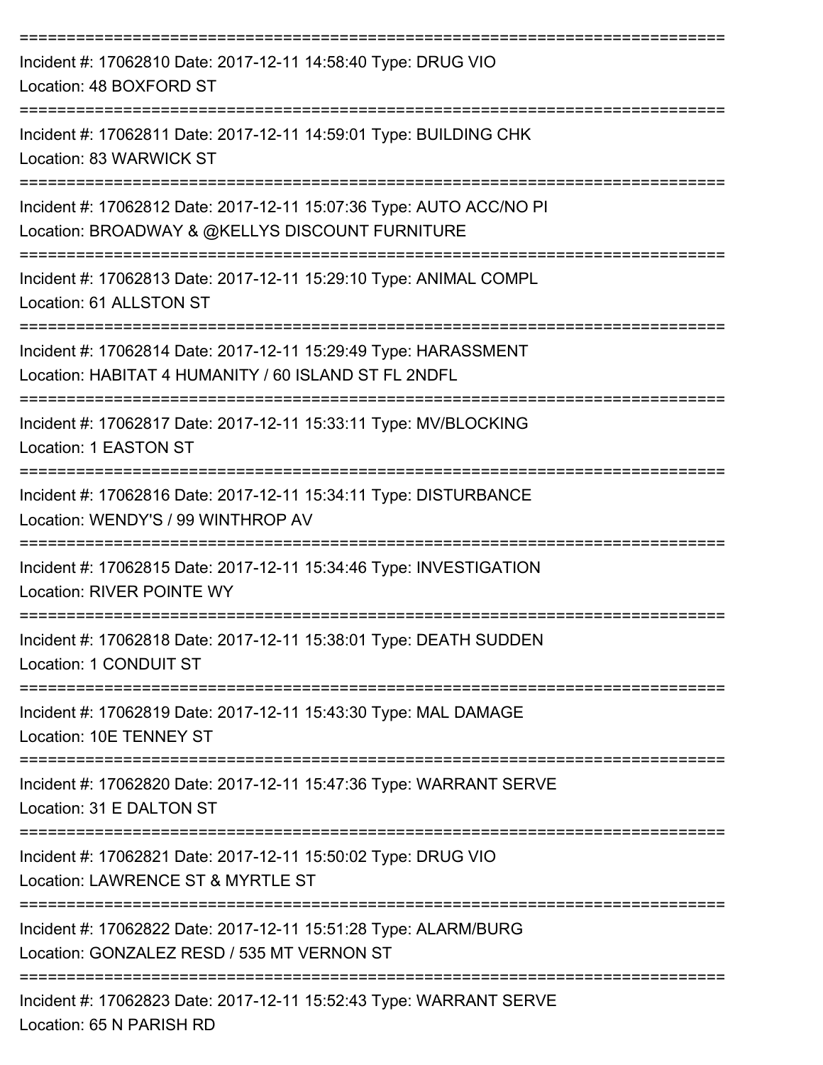===========================================================================

Incident #: 17062810 Date: 2017-12-11 14:58:40 Type: DRUG VIO
Location: 48 BOXFORD ST

===========================================================================

Incident #: 17062811 Date: 2017-12-11 14:59:01 Type: BUILDING CHK
Location: 83 WARWICK ST

===========================================================================

Incident #: 17062812 Date: 2017-12-11 15:07:36 Type: AUTO ACC/NO PI
Location: BROADWAY & @KELLYS DISCOUNT FURNITURE

===========================================================================

Incident #: 17062813 Date: 2017-12-11 15:29:10 Type: ANIMAL COMPL
Location: 61 ALLSTON ST

===========================================================================

Incident #: 17062814 Date: 2017-12-11 15:29:49 Type: HARASSMENT
Location: HABITAT 4 HUMANITY / 60 ISLAND ST FL 2NDFL

===========================================================================

Incident #: 17062817 Date: 2017-12-11 15:33:11 Type: MV/BLOCKING
Location: 1 EASTON ST

===========================================================================

Incident #: 17062816 Date: 2017-12-11 15:34:11 Type: DISTURBANCE
Location: WENDY'S / 99 WINTHROP AV

===========================================================================

Incident #: 17062815 Date: 2017-12-11 15:34:46 Type: INVESTIGATION
Location: RIVER POINTE WY

===========================================================================

Incident #: 17062818 Date: 2017-12-11 15:38:01 Type: DEATH SUDDEN
Location: 1 CONDUIT ST

===========================================================================

Incident #: 17062819 Date: 2017-12-11 15:43:30 Type: MAL DAMAGE
Location: 10E TENNEY ST

===========================================================================

Incident #: 17062820 Date: 2017-12-11 15:47:36 Type: WARRANT SERVE
Location: 31 E DALTON ST

===========================================================================

Incident #: 17062821 Date: 2017-12-11 15:50:02 Type: DRUG VIO
Location: LAWRENCE ST & MYRTLE ST

===========================================================================

Incident #: 17062822 Date: 2017-12-11 15:51:28 Type: ALARM/BURG
Location: GONZALEZ RESD / 535 MT VERNON ST

===========================================================================

Incident #: 17062823 Date: 2017-12-11 15:52:43 Type: WARRANT SERVE
Location: 65 N PARISH RD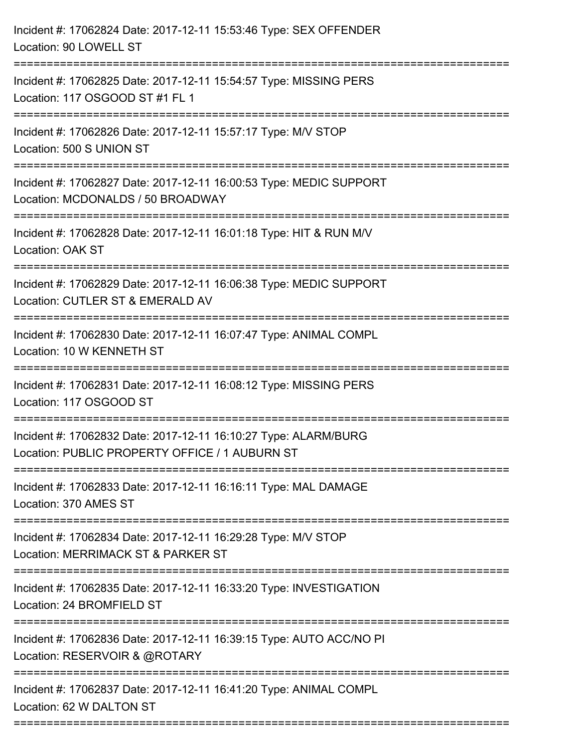Incident #: 17062824 Date: 2017-12-11 15:53:46 Type: SEX OFFENDER
Location: 90 LOWELL ST

===========================================================================

Incident #: 17062825 Date: 2017-12-11 15:54:57 Type: MISSING PERS
Location: 117 OSGOOD ST #1 FL 1

===========================================================================

Incident #: 17062826 Date: 2017-12-11 15:57:17 Type: M/V STOP
Location: 500 S UNION ST

===========================================================================

Incident #: 17062827 Date: 2017-12-11 16:00:53 Type: MEDIC SUPPORT
Location: MCDONALDS / 50 BROADWAY

===========================================================================

Incident #: 17062828 Date: 2017-12-11 16:01:18 Type: HIT & RUN M/V
Location: OAK ST

===========================================================================

Incident #: 17062829 Date: 2017-12-11 16:06:38 Type: MEDIC SUPPORT
Location: CUTLER ST & EMERALD AV

===========================================================================

Incident #: 17062830 Date: 2017-12-11 16:07:47 Type: ANIMAL COMPL
Location: 10 W KENNETH ST

===========================================================================

Incident #: 17062831 Date: 2017-12-11 16:08:12 Type: MISSING PERS
Location: 117 OSGOOD ST

===========================================================================

Incident #: 17062832 Date: 2017-12-11 16:10:27 Type: ALARM/BURG
Location: PUBLIC PROPERTY OFFICE / 1 AUBURN ST

===========================================================================

Incident #: 17062833 Date: 2017-12-11 16:16:11 Type: MAL DAMAGE
Location: 370 AMES ST

===========================================================================

Incident #: 17062834 Date: 2017-12-11 16:29:28 Type: M/V STOP
Location: MERRIMACK ST & PARKER ST

===========================================================================

Incident #: 17062835 Date: 2017-12-11 16:33:20 Type: INVESTIGATION
Location: 24 BROMFIELD ST

===========================================================================

Incident #: 17062836 Date: 2017-12-11 16:39:15 Type: AUTO ACC/NO PI
Location: RESERVOIR & @ROTARY

===========================================================================

Incident #: 17062837 Date: 2017-12-11 16:41:20 Type: ANIMAL COMPL
Location: 62 W DALTON ST

===========================================================================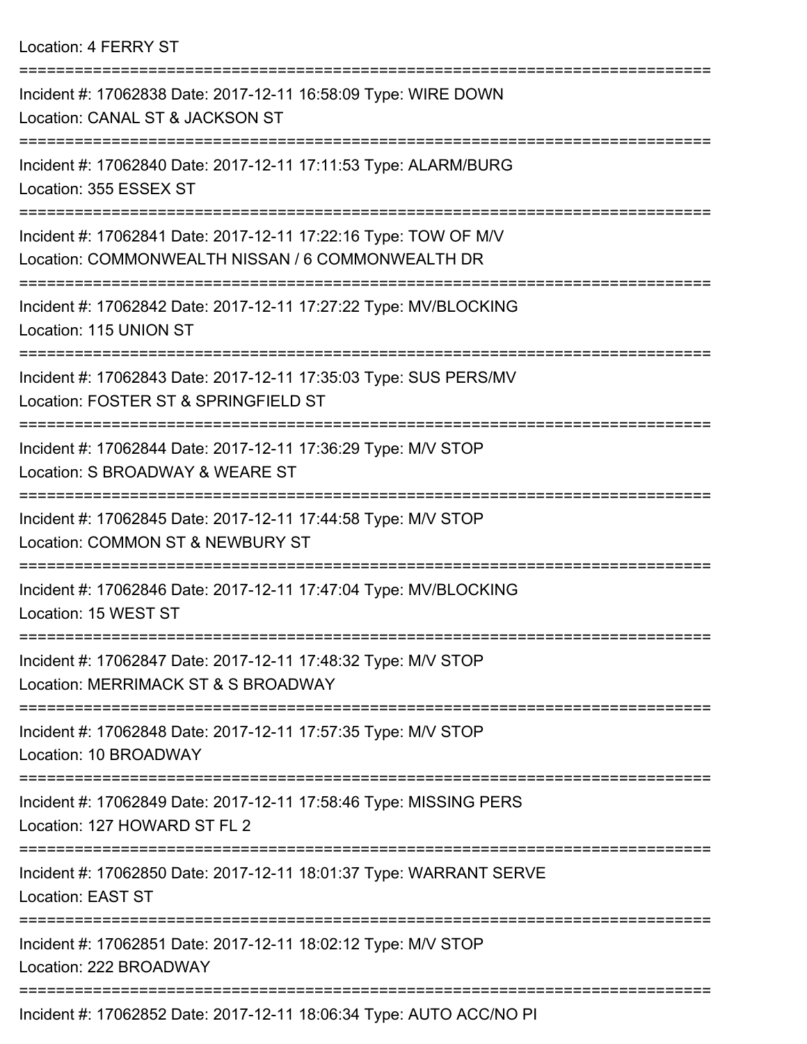Location: 4 FERRY ST

===========================================================================

Incident #: 17062838 Date: 2017-12-11 16:58:09 Type: WIRE DOWN
Location: CANAL ST & JACKSON ST

===========================================================================

Incident #: 17062840 Date: 2017-12-11 17:11:53 Type: ALARM/BURG
Location: 355 ESSEX ST

===========================================================================

Incident #: 17062841 Date: 2017-12-11 17:22:16 Type: TOW OF M/V
Location: COMMONWEALTH NISSAN / 6 COMMONWEALTH DR

===========================================================================

Incident #: 17062842 Date: 2017-12-11 17:27:22 Type: MV/BLOCKING
Location: 115 UNION ST

===========================================================================

Incident #: 17062843 Date: 2017-12-11 17:35:03 Type: SUS PERS/MV
Location: FOSTER ST & SPRINGFIELD ST

===========================================================================

Incident #: 17062844 Date: 2017-12-11 17:36:29 Type: M/V STOP
Location: S BROADWAY & WEARE ST

===========================================================================

Incident #: 17062845 Date: 2017-12-11 17:44:58 Type: M/V STOP
Location: COMMON ST & NEWBURY ST

===========================================================================

Incident #: 17062846 Date: 2017-12-11 17:47:04 Type: MV/BLOCKING
Location: 15 WEST ST

===========================================================================

Incident #: 17062847 Date: 2017-12-11 17:48:32 Type: M/V STOP
Location: MERRIMACK ST & S BROADWAY

===========================================================================

Incident #: 17062848 Date: 2017-12-11 17:57:35 Type: M/V STOP
Location: 10 BROADWAY

===========================================================================

Incident #: 17062849 Date: 2017-12-11 17:58:46 Type: MISSING PERS
Location: 127 HOWARD ST FL 2

===========================================================================

Incident #: 17062850 Date: 2017-12-11 18:01:37 Type: WARRANT SERVE
Location: EAST ST

===========================================================================

Incident #: 17062851 Date: 2017-12-11 18:02:12 Type: M/V STOP
Location: 222 BROADWAY

===========================================================================

Incident #: 17062852 Date: 2017-12-11 18:06:34 Type: AUTO ACC/NO PI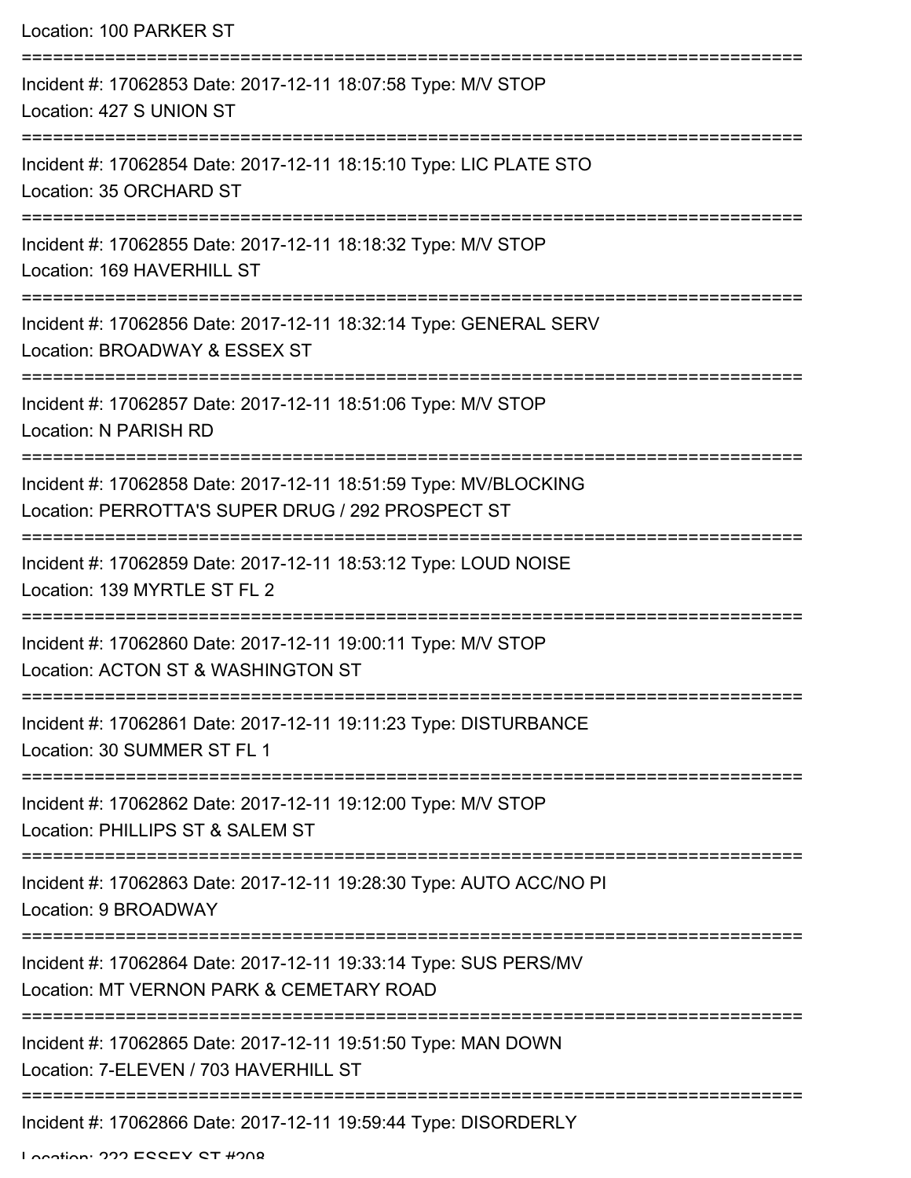Location: 100 PARKER ST

===========================================================================

Incident #: 17062853 Date: 2017-12-11 18:07:58 Type: M/V STOP

Location: 427 S UNION ST

===========================================================================

Incident #: 17062854 Date: 2017-12-11 18:15:10 Type: LIC PLATE STO

Location: 35 ORCHARD ST

===========================================================================

Incident #: 17062855 Date: 2017-12-11 18:18:32 Type: M/V STOP

Location: 169 HAVERHILL ST

===========================================================================

Incident #: 17062856 Date: 2017-12-11 18:32:14 Type: GENERAL SERV

Location: BROADWAY & ESSEX ST

===========================================================================

Incident #: 17062857 Date: 2017-12-11 18:51:06 Type: M/V STOP

Location: N PARISH RD

===========================================================================

Incident #: 17062858 Date: 2017-12-11 18:51:59 Type: MV/BLOCKING

Location: PERROTTA'S SUPER DRUG / 292 PROSPECT ST

===========================================================================

Incident #: 17062859 Date: 2017-12-11 18:53:12 Type: LOUD NOISE

Location: 139 MYRTLE ST FL 2

===========================================================================

Incident #: 17062860 Date: 2017-12-11 19:00:11 Type: M/V STOP

Location: ACTON ST & WASHINGTON ST

===========================================================================

Incident #: 17062861 Date: 2017-12-11 19:11:23 Type: DISTURBANCE

Location: 30 SUMMER ST FL 1

===========================================================================

Incident #: 17062862 Date: 2017-12-11 19:12:00 Type: M/V STOP

Location: PHILLIPS ST & SALEM ST

===========================================================================

Incident #: 17062863 Date: 2017-12-11 19:28:30 Type: AUTO ACC/NO PI

Location: 9 BROADWAY

===========================================================================

Incident #: 17062864 Date: 2017-12-11 19:33:14 Type: SUS PERS/MV

Location: MT VERNON PARK & CEMETARY ROAD

===========================================================================

Incident #: 17062865 Date: 2017-12-11 19:51:50 Type: MAN DOWN

Location: 7-ELEVEN / 703 HAVERHILL ST

===========================================================================

Incident #: 17062866 Date: 2017-12-11 19:59:44 Type: DISORDERLY

Location: 222 ESSEX ST #208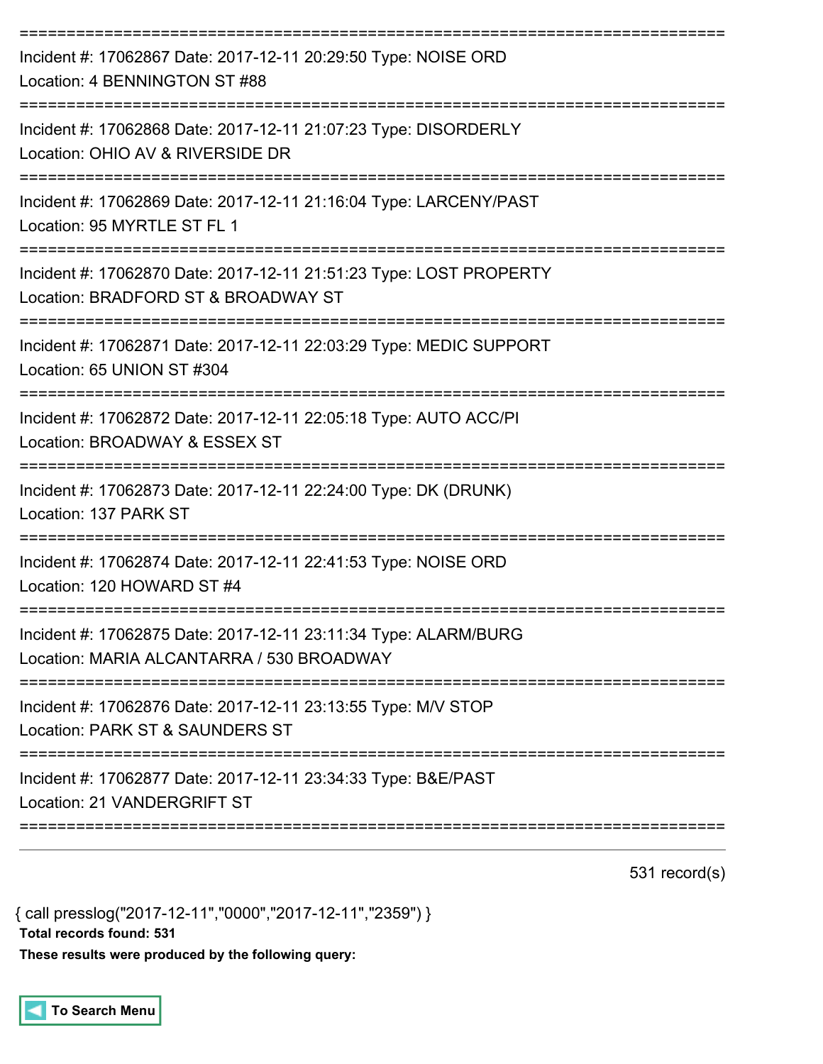===========================================================================

Incident #: 17062867 Date: 2017-12-11 20:29:50 Type: NOISE ORD

Location: 4 BENNINGTON ST #88

===========================================================================

Incident #: 17062868 Date: 2017-12-11 21:07:23 Type: DISORDERLY

Location: OHIO AV & RIVERSIDE DR

===========================================================================

Incident #: 17062869 Date: 2017-12-11 21:16:04 Type: LARCENY/PAST

Location: 95 MYRTLE ST FL 1

===========================================================================

Incident #: 17062870 Date: 2017-12-11 21:51:23 Type: LOST PROPERTY

Location: BRADFORD ST & BROADWAY ST

===========================================================================

Incident #: 17062871 Date: 2017-12-11 22:03:29 Type: MEDIC SUPPORT

Location: 65 UNION ST #304

===========================================================================

Incident #: 17062872 Date: 2017-12-11 22:05:18 Type: AUTO ACC/PI

Location: BROADWAY & ESSEX ST

===========================================================================

Incident #: 17062873 Date: 2017-12-11 22:24:00 Type: DK (DRUNK)

Location: 137 PARK ST

===========================================================================

Incident #: 17062874 Date: 2017-12-11 22:41:53 Type: NOISE ORD

Location: 120 HOWARD ST #4

===========================================================================

Incident #: 17062875 Date: 2017-12-11 23:11:34 Type: ALARM/BURG

Location: MARIA ALCANTARRA / 530 BROADWAY

===========================================================================

Incident #: 17062876 Date: 2017-12-11 23:13:55 Type: M/V STOP

Location: PARK ST & SAUNDERS ST

===========================================================================

Incident #: 17062877 Date: 2017-12-11 23:34:33 Type: B&E/PAST

Location: 21 VANDERGRIFT ST

===========================================================================

531 record(s)

{ call presslog("2017-12-11","0000","2017-12-11","2359") }

**Total records found: 531**

**These results were produced by the following query:**

**To Search Menu**